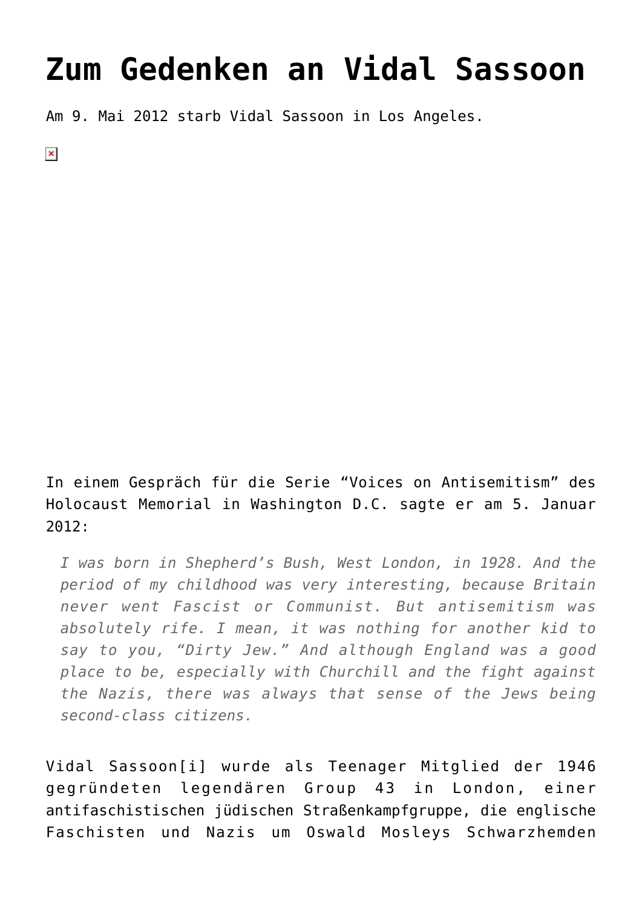# Zum Gedenken an Vidal Sassoon

Am 9. Mai 2012 starb Vidal Sassoon in Los Angeles.

In einem Gespräch für die Serie "Voices on Antisemitism" des Holocaust Memorial in Washington D.C. sagte er am 5. Januar 2012:

> *I was born in Shepherd's Bush, West London, in 1928. And the period of my childhood was very interesting, because Britain never went Fascist or Communist. But antisemitism was absolutely rife. I mean, it was nothing for another kid to say to you, "Dirty Jew." And although England was a good place to be, especially with Churchill and the fight against the Nazis, there was always that sense of the Jews being second-class citizens.*

Vidal Sassoon[i] wurde als Teenager Mitglied der 1946 gegründeten legendären Group 43 in London, einer antifaschistischen jüdischen Straßenkampfgruppe, die englische Faschisten und Nazis um Oswald Mosleys Schwarzhemden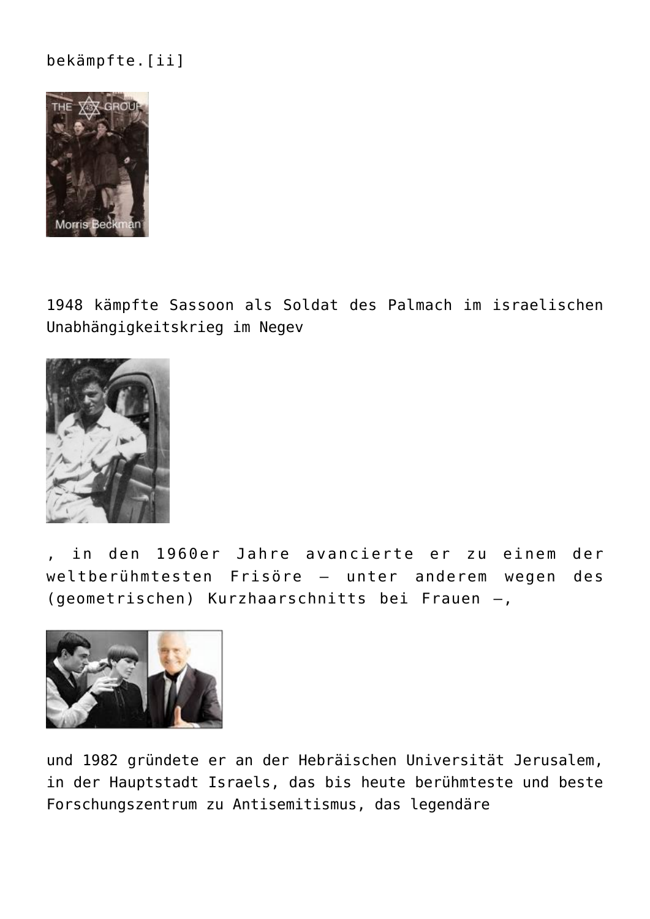bekämpfte.[ii]

1948 kämpfte Sassoon als Soldat des Palmach im israelischen Unabhängigkeitskrieg im Negev

, in den 1960er Jahre avancierte er zu einem der weltberühmtesten Frisöre – unter anderem wegen des (geometrischen) Kurzhaarschnitts bei Frauen –,

und 1982 gründete er an der Hebräischen Universität Jerusalem, in der Hauptstadt Israels, das bis heute berühmteste und beste Forschungszentrum zu Antisemitismus, das legendäre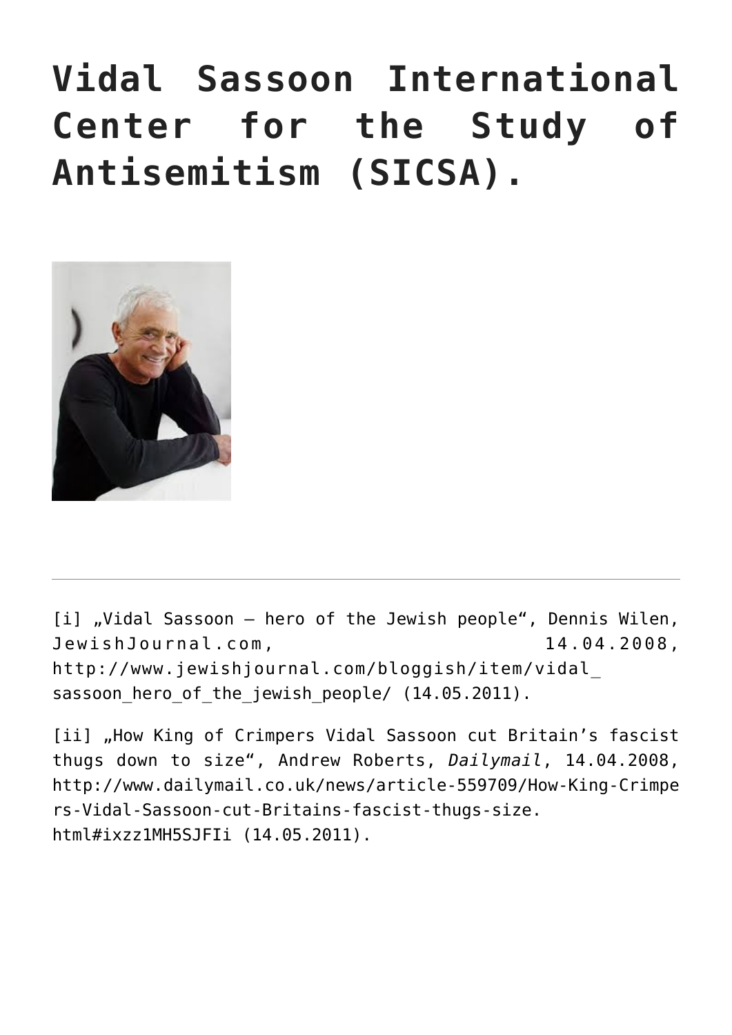# Vidal Sassoon International Center for the Study of Antisemitism (SICSA).

---

[i] „Vidal Sassoon – hero of the Jewish people", Dennis Wilen, JewishJournal.com, 14.04.2008, http://www.jewishjournal.com/bloggish/item/vidal_sassoon_hero_of_the_jewish_people/ (14.05.2011).

[ii] „How King of Crimpers Vidal Sassoon cut Britain's fascist thugs down to size", Andrew Roberts, *Dailymail*, 14.04.2008, http://www.dailymail.co.uk/news/article-559709/How-King-Crimpers-Vidal-Sassoon-cut-Britains-fascist-thugs-size.html#ixzz1MH5SJFIi (14.05.2011).